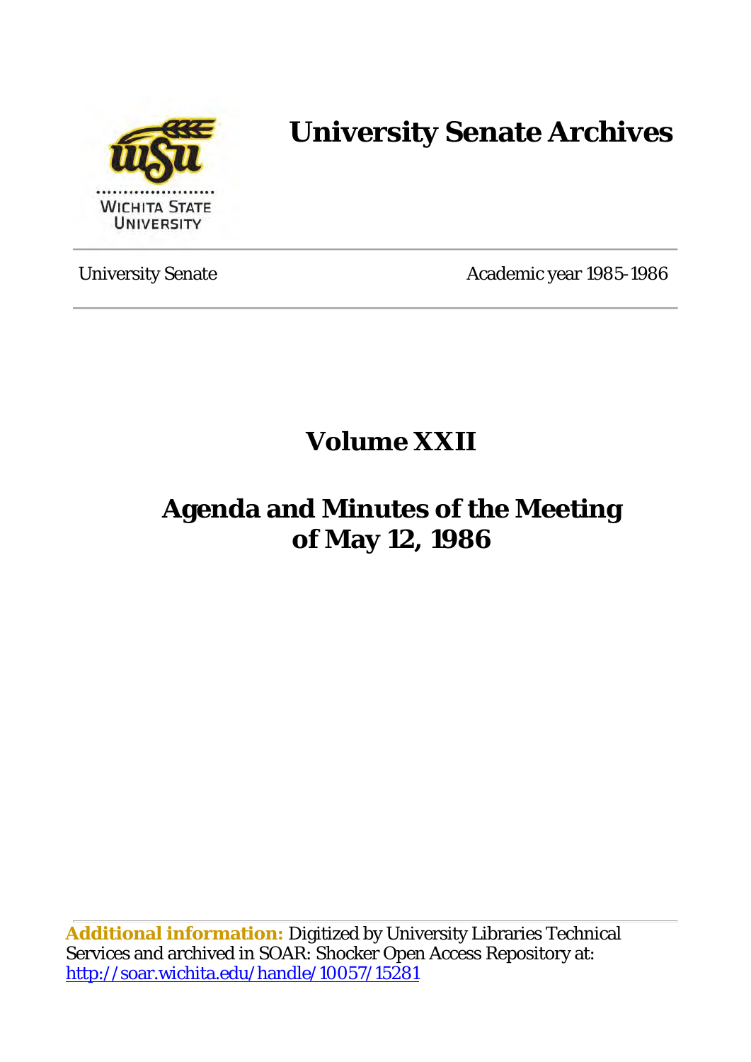# University Senate Archives

University Senate

Academic year 1985-1986

## Volume XXII

## Agenda and Minutes of the Meeting of May 12, 1986

**Additional information:** Digitized by University Libraries Technical Services and archived in SOAR: Shocker Open Access Repository at: http://soar.wichita.edu/handle/10057/15281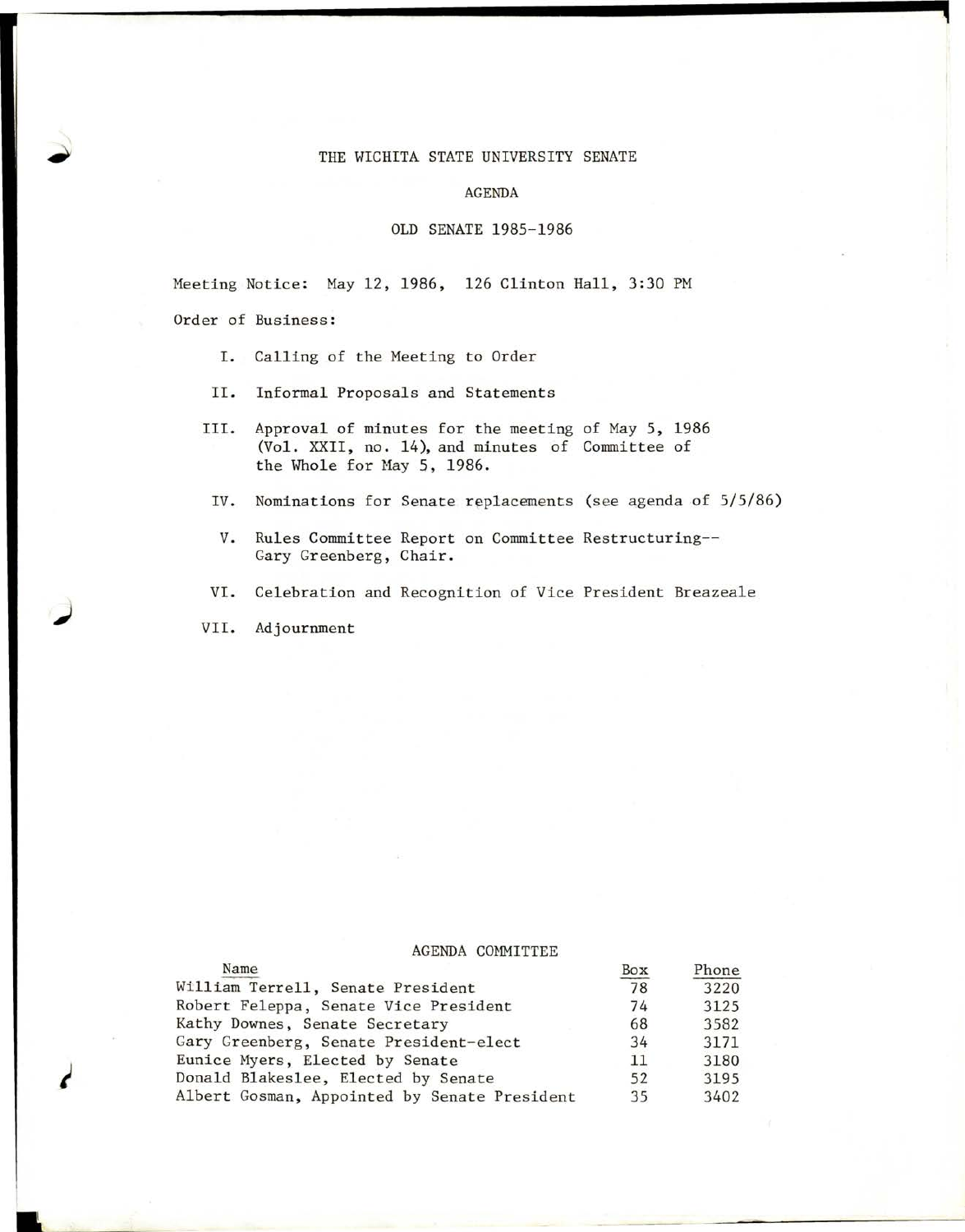# THE WICHITA STATE UNIVERSITY SENATE

## AGENDA

## OLD SENATE 1985-1986

Meeting Notice: May 12, 1986, 126 Clinton Hall, 3:30 PM

Order of Business:

I. Calling of the Meeting to Order

II. Informal Proposals and Statements

III. Approval of minutes for the meeting of May 5, 1986 (Vol. XXII, no. 14), and minutes of Committee of the Whole for May 5, 1986.

IV. Nominations for Senate replacements (see agenda of 5/5/86)

V. Rules Committee Report on Committee Restructuring-- Gary Greenberg, Chair.

VI. Celebration and Recognition of Vice President Breazeale

VII. Adjournment

AGENDA COMMITTEE

| Name | Box | Phone |
|---|---|---|
| William Terrell, Senate President | 78 | 3220 |
| Robert Feleppa, Senate Vice President | 74 | 3125 |
| Kathy Downes, Senate Secretary | 68 | 3582 |
| Gary Greenberg, Senate President-elect | 34 | 3171 |
| Eunice Myers, Elected by Senate | 11 | 3180 |
| Donald Blakeslee, Elected by Senate | 52 | 3195 |
| Albert Gosman, Appointed by Senate President | 35 | 3402 |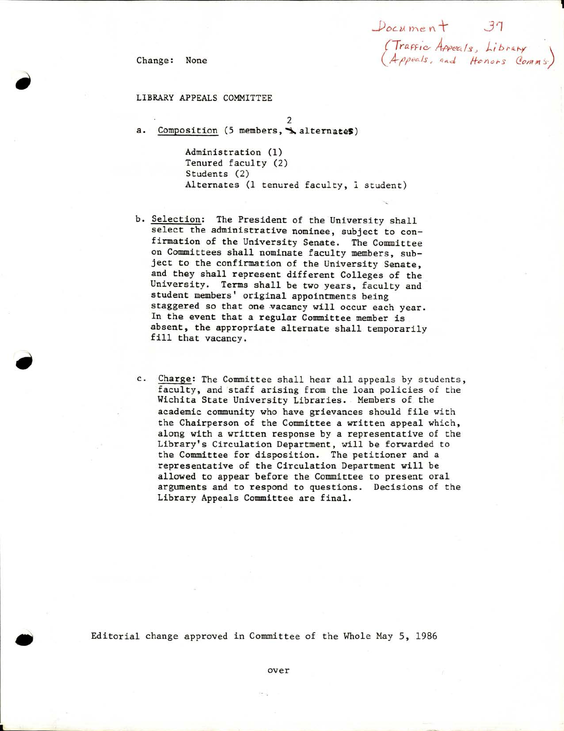Document 37
(Traffic Appeals, Library Appeals, and Honors Comms)

Change: None

## LIBRARY APPEALS COMMITTEE

a. Composition (5 members, 2 alternates)

   Administration (1)
   Tenured faculty (2)
   Students (2)
   Alternates (1 tenured faculty, 1 student)

b. Selection: The President of the University shall select the administrative nominee, subject to confirmation of the University Senate. The Committee on Committees shall nominate faculty members, subject to the confirmation of the University Senate, and they shall represent different Colleges of the University. Terms shall be two years, faculty and student members' original appointments being staggered so that one vacancy will occur each year. In the event that a regular Committee member is absent, the appropriate alternate shall temporarily fill that vacancy.

c. Charge: The Committee shall hear all appeals by students, faculty, and staff arising from the loan policies of the Wichita State University Libraries. Members of the academic community who have grievances should file with the Chairperson of the Committee a written appeal which, along with a written response by a representative of the Library's Circulation Department, will be forwarded to the Committee for disposition. The petitioner and a representative of the Circulation Department will be allowed to appear before the Committee to present oral arguments and to respond to questions. Decisions of the Library Appeals Committee are final.

Editorial change approved in Committee of the Whole May 5, 1986

over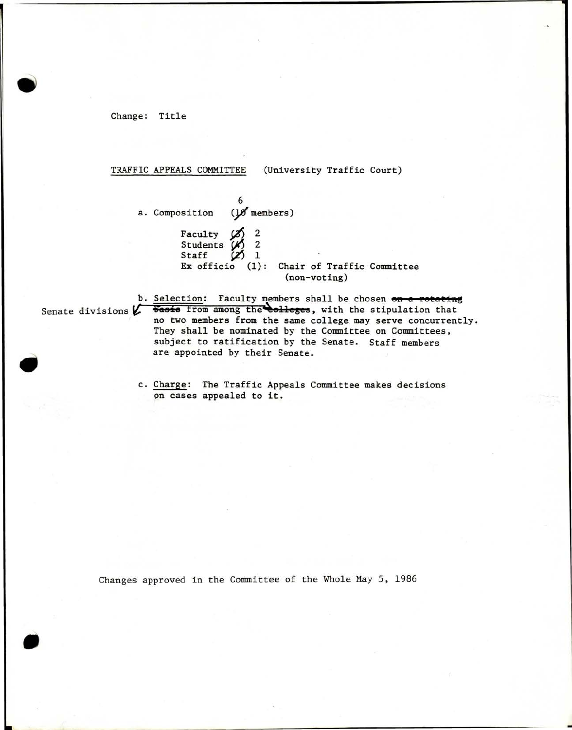Change: Title

TRAFFIC APPEALS COMMITTEE (University Traffic Court)

a. Composition (~~10~~ 6 members)

Faculty (~~3~~) 2
Students (~~4~~) 2
Staff (~~2~~) 1
Ex officio (1): Chair of Traffic Committee (non-voting)

b. Selection: Faculty members shall be chosen ~~on a rotating basis~~ from among the ~~colleges~~ Senate divisions, with the stipulation that no two members from the same college may serve concurrently. They shall be nominated by the Committee on Committees, subject to ratification by the Senate. Staff members are appointed by their Senate.

c. Charge: The Traffic Appeals Committee makes decisions on cases appealed to it.

Changes approved in the Committee of the Whole May 5, 1986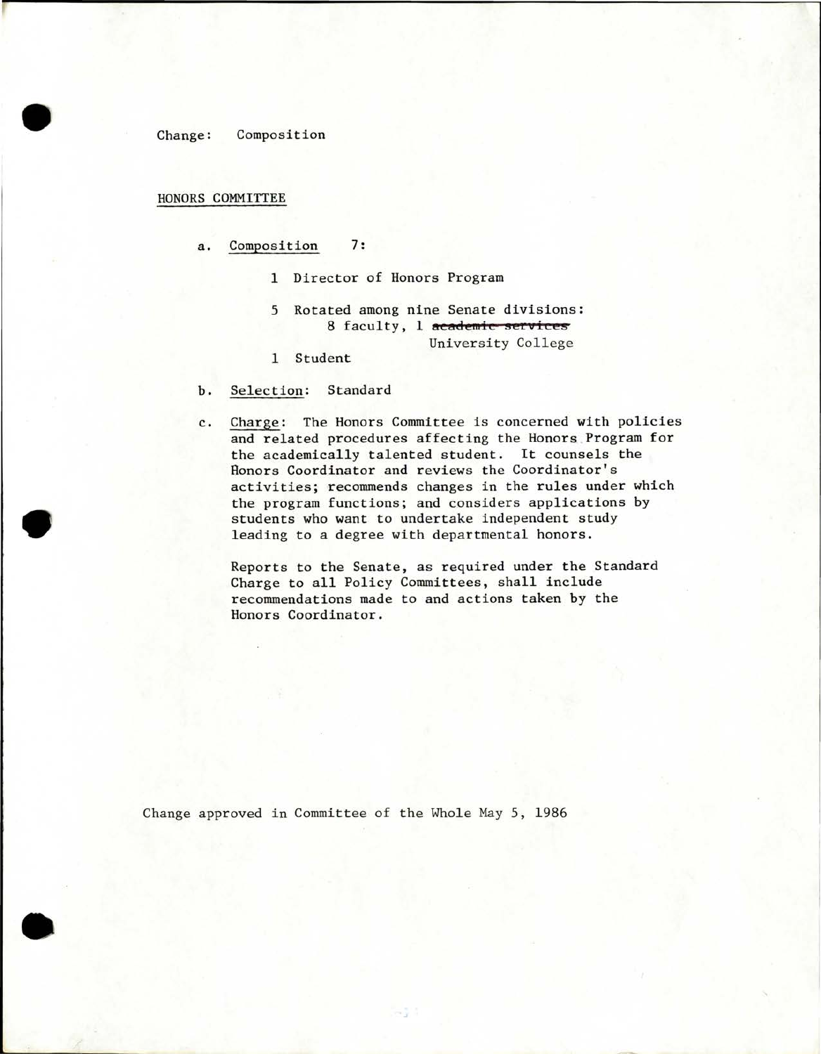Change: Composition

HONORS COMMITTEE

a. Composition 7:

   1 Director of Honors Program

   5 Rotated among nine Senate divisions:
   8 faculty, 1 ~~academic services~~ University College

   1 Student

b. Selection: Standard

c. Charge: The Honors Committee is concerned with policies and related procedures affecting the Honors Program for the academically talented student. It counsels the Honors Coordinator and reviews the Coordinator's activities; recommends changes in the rules under which the program functions; and considers applications by students who want to undertake independent study leading to a degree with departmental honors.

   Reports to the Senate, as required under the Standard Charge to all Policy Committees, shall include recommendations made to and actions taken by the Honors Coordinator.

Change approved in Committee of the Whole May 5, 1986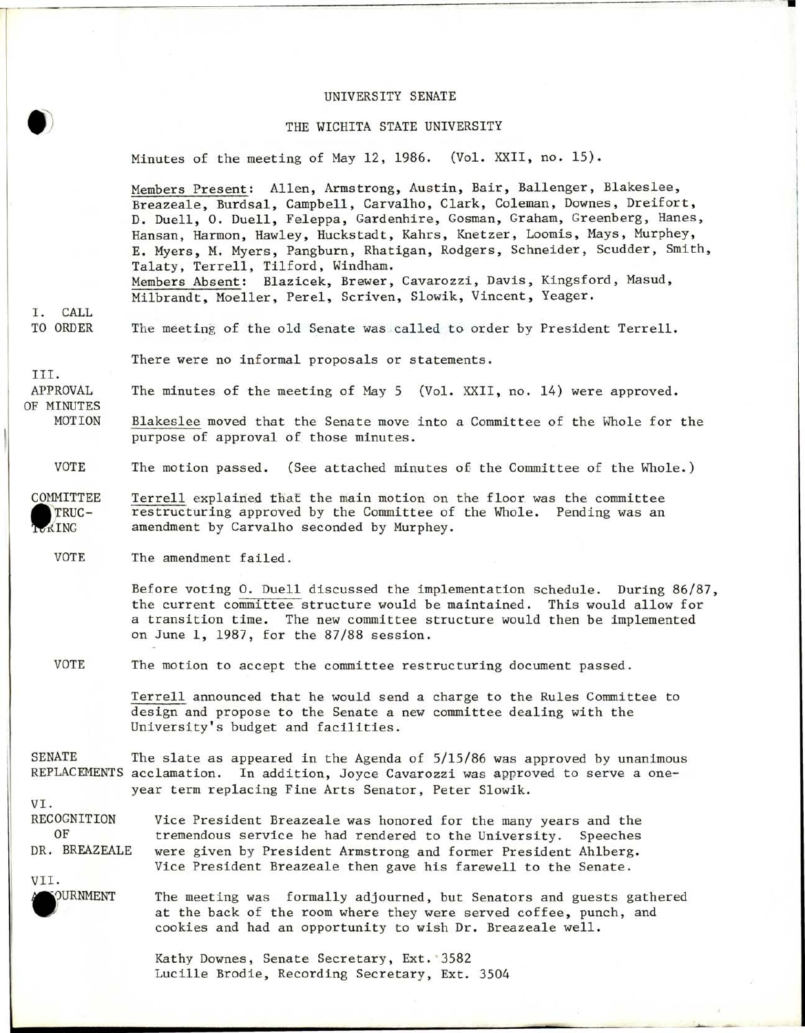UNIVERSITY SENATE

THE WICHITA STATE UNIVERSITY

Minutes of the meeting of May 12, 1986. (Vol. XXII, no. 15).

Members Present: Allen, Armstrong, Austin, Bair, Ballenger, Blakeslee, Breazeale, Burdsal, Campbell, Carvalho, Clark, Coleman, Downes, Dreifort, D. Duell, O. Duell, Feleppa, Gardenhire, Gosman, Graham, Greenberg, Hanes, Hansan, Harmon, Hawley, Huckstadt, Kahrs, Knetzer, Loomis, Mays, Murphey, E. Myers, M. Myers, Pangburn, Rhatigan, Rodgers, Schneider, Scudder, Smith, Talaty, Terrell, Tilford, Windham.
Members Absent: Blazicek, Brewer, Cavarozzi, Davis, Kingsford, Masud, Milbrandt, Moeller, Perel, Scriven, Slowik, Vincent, Yeager.

**I. CALL TO ORDER**

The meeting of the old Senate was called to order by President Terrell.

There were no informal proposals or statements.

**III. APPROVAL OF MINUTES**

The minutes of the meeting of May 5 (Vol. XXII, no. 14) were approved.

**MOTION**

Blakeslee moved that the Senate move into a Committee of the Whole for the purpose of approval of those minutes.

**VOTE**

The motion passed. (See attached minutes of the Committee of the Whole.)

**COMMITTEE RESTRUCTURING**

Terrell explained that the main motion on the floor was the committee restructuring approved by the Committee of the Whole. Pending was an amendment by Carvalho seconded by Murphey.

**VOTE**

The amendment failed.

Before voting O. Duell discussed the implementation schedule. During 86/87, the current committee structure would be maintained. This would allow for a transition time. The new committee structure would then be implemented on June 1, 1987, for the 87/88 session.

**VOTE**

The motion to accept the committee restructuring document passed.

Terrell announced that he would send a charge to the Rules Committee to design and propose to the Senate a new committee dealing with the University's budget and facilities.

**SENATE REPLACEMENTS**

The slate as appeared in the Agenda of 5/15/86 was approved by unanimous acclamation. In addition, Joyce Cavarozzi was approved to serve a one-year term replacing Fine Arts Senator, Peter Slowik.

**VI. RECOGNITION OF DR. BREAZEALE**

Vice President Breazeale was honored for the many years and the tremendous service he had rendered to the University. Speeches were given by President Armstrong and former President Ahlberg. Vice President Breazeale then gave his farewell to the Senate.

**VII. ADJOURNMENT**

The meeting was formally adjourned, but Senators and guests gathered at the back of the room where they were served coffee, punch, and cookies and had an opportunity to wish Dr. Breazeale well.

Kathy Downes, Senate Secretary, Ext. 3582
Lucille Brodie, Recording Secretary, Ext. 3504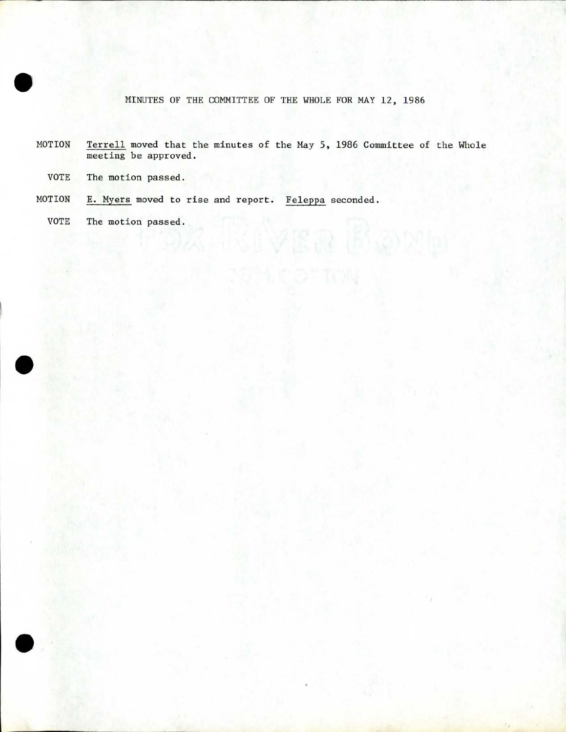MINUTES OF THE COMMITTEE OF THE WHOLE FOR MAY 12, 1986

MOTION Terrell moved that the minutes of the May 5, 1986 Committee of the Whole meeting be approved.

VOTE The motion passed.

MOTION E. Myers moved to rise and report. Feleppa seconded.

VOTE The motion passed.